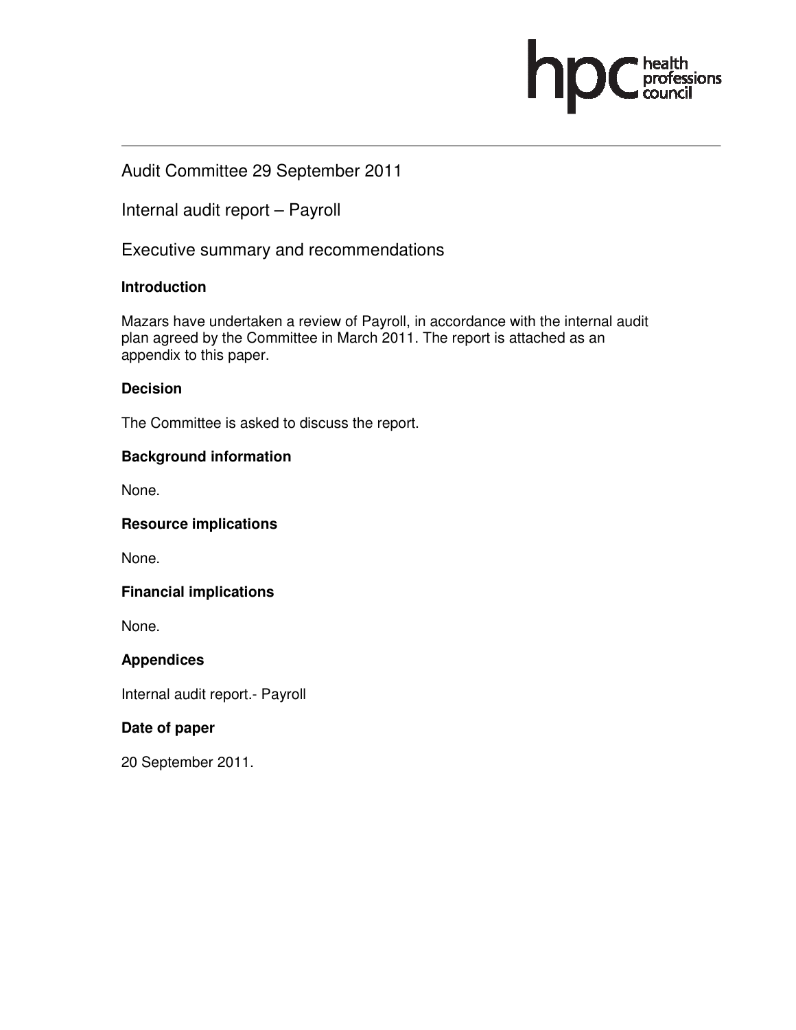Audit Committee 29 September 2011

Internal audit report – Payroll

Executive summary and recommendations

### Introduction

Mazars have undertaken a review of Payroll, in accordance with the internal audit plan agreed by the Committee in March 2011. The report is attached as an appendix to this paper.

### Decision

The Committee is asked to discuss the report.

### Background information

None.

### Resource implications

None.

### Financial implications

None.

### Appendices

Internal audit report.- Payroll

### Date of paper

20 September 2011.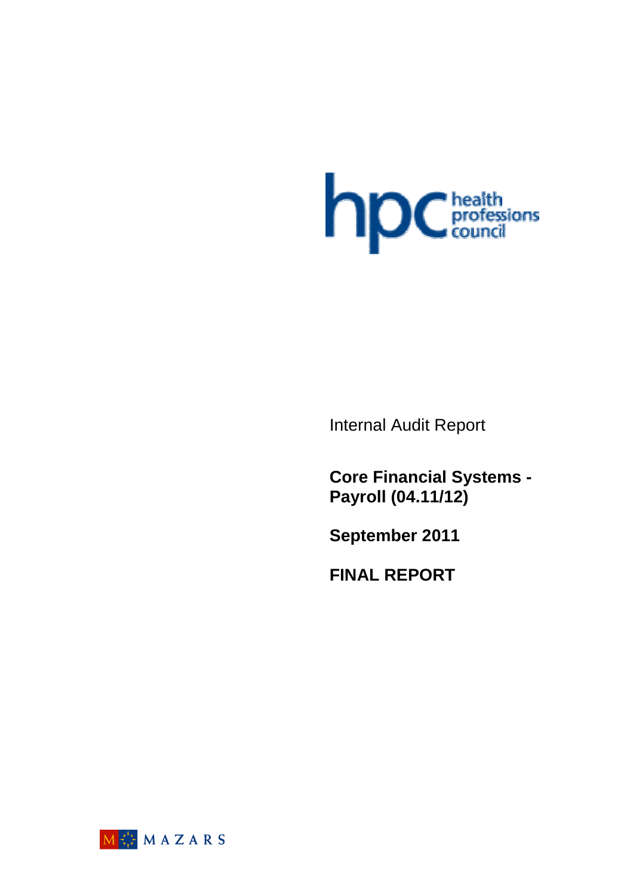hpc health professions council

Internal Audit Report

**Core Financial Systems - Payroll (04.11/12)**

**September 2011**

**FINAL REPORT**

MAZARS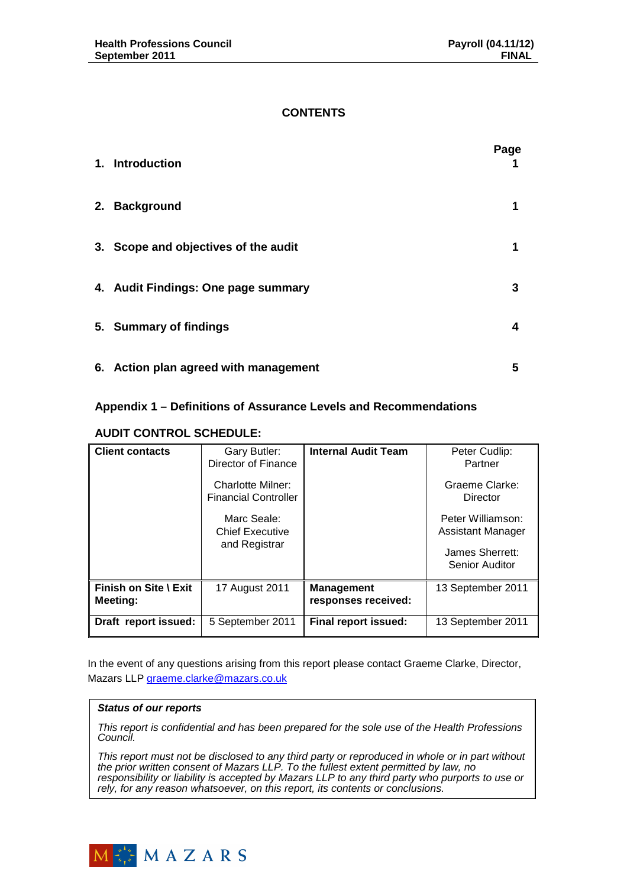## CONTENTS

| | Page |
|---|---|
| **1. Introduction** | **1** |
| **2. Background** | **1** |
| **3. Scope and objectives of the audit** | **1** |
| **4. Audit Findings: One page summary** | **3** |
| **5. Summary of findings** | **4** |
| **6. Action plan agreed with management** | **5** |

**Appendix 1 – Definitions of Assurance Levels and Recommendations**

**AUDIT CONTROL SCHEDULE:**

| **Client contacts** | Gary Butler: Director of Finance<br><br>Charlotte Milner: Financial Controller<br><br>Marc Seale: Chief Executive and Registrar | **Internal Audit Team** | Peter Cudlip: Partner<br><br>Graeme Clarke: Director<br><br>Peter Williamson: Assistant Manager<br><br>James Sherrett: Senior Auditor |
|---|---|---|---|
| **Finish on Site \ Exit Meeting:** | 17 August 2011 | **Management responses received:** | 13 September 2011 |
| **Draft report issued:** | 5 September 2011 | **Final report issued:** | 13 September 2011 |

In the event of any questions arising from this report please contact Graeme Clarke, Director, Mazars LLP graeme.clarke@mazars.co.uk

***Status of our reports***

*This report is confidential and has been prepared for the sole use of the Health Professions Council.*

*This report must not be disclosed to any third party or reproduced in whole or in part without the prior written consent of Mazars LLP. To the fullest extent permitted by law, no responsibility or liability is accepted by Mazars LLP to any third party who purports to use or rely, for any reason whatsoever, on this report, its contents or conclusions.*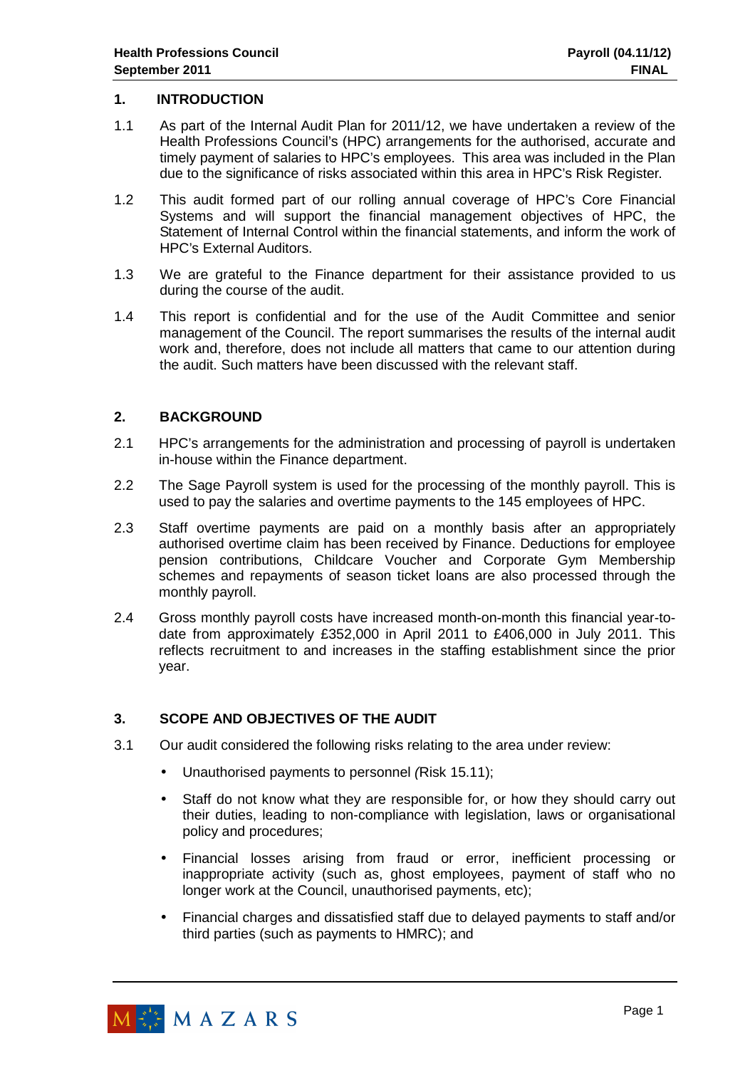## 1. INTRODUCTION

1.1 As part of the Internal Audit Plan for 2011/12, we have undertaken a review of the Health Professions Council's (HPC) arrangements for the authorised, accurate and timely payment of salaries to HPC's employees. This area was included in the Plan due to the significance of risks associated within this area in HPC's Risk Register.

1.2 This audit formed part of our rolling annual coverage of HPC's Core Financial Systems and will support the financial management objectives of HPC, the Statement of Internal Control within the financial statements, and inform the work of HPC's External Auditors.

1.3 We are grateful to the Finance department for their assistance provided to us during the course of the audit.

1.4 This report is confidential and for the use of the Audit Committee and senior management of the Council. The report summarises the results of the internal audit work and, therefore, does not include all matters that came to our attention during the audit. Such matters have been discussed with the relevant staff.

## 2. BACKGROUND

2.1 HPC's arrangements for the administration and processing of payroll is undertaken in-house within the Finance department.

2.2 The Sage Payroll system is used for the processing of the monthly payroll. This is used to pay the salaries and overtime payments to the 145 employees of HPC.

2.3 Staff overtime payments are paid on a monthly basis after an appropriately authorised overtime claim has been received by Finance. Deductions for employee pension contributions, Childcare Voucher and Corporate Gym Membership schemes and repayments of season ticket loans are also processed through the monthly payroll.

2.4 Gross monthly payroll costs have increased month-on-month this financial year-to-date from approximately £352,000 in April 2011 to £406,000 in July 2011. This reflects recruitment to and increases in the staffing establishment since the prior year.

## 3. SCOPE AND OBJECTIVES OF THE AUDIT

3.1 Our audit considered the following risks relating to the area under review:

- Unauthorised payments to personnel *(*Risk 15.11);
- Staff do not know what they are responsible for, or how they should carry out their duties, leading to non-compliance with legislation, laws or organisational policy and procedures;
- Financial losses arising from fraud or error, inefficient processing or inappropriate activity (such as, ghost employees, payment of staff who no longer work at the Council, unauthorised payments, etc);
- Financial charges and dissatisfied staff due to delayed payments to staff and/or third parties (such as payments to HMRC); and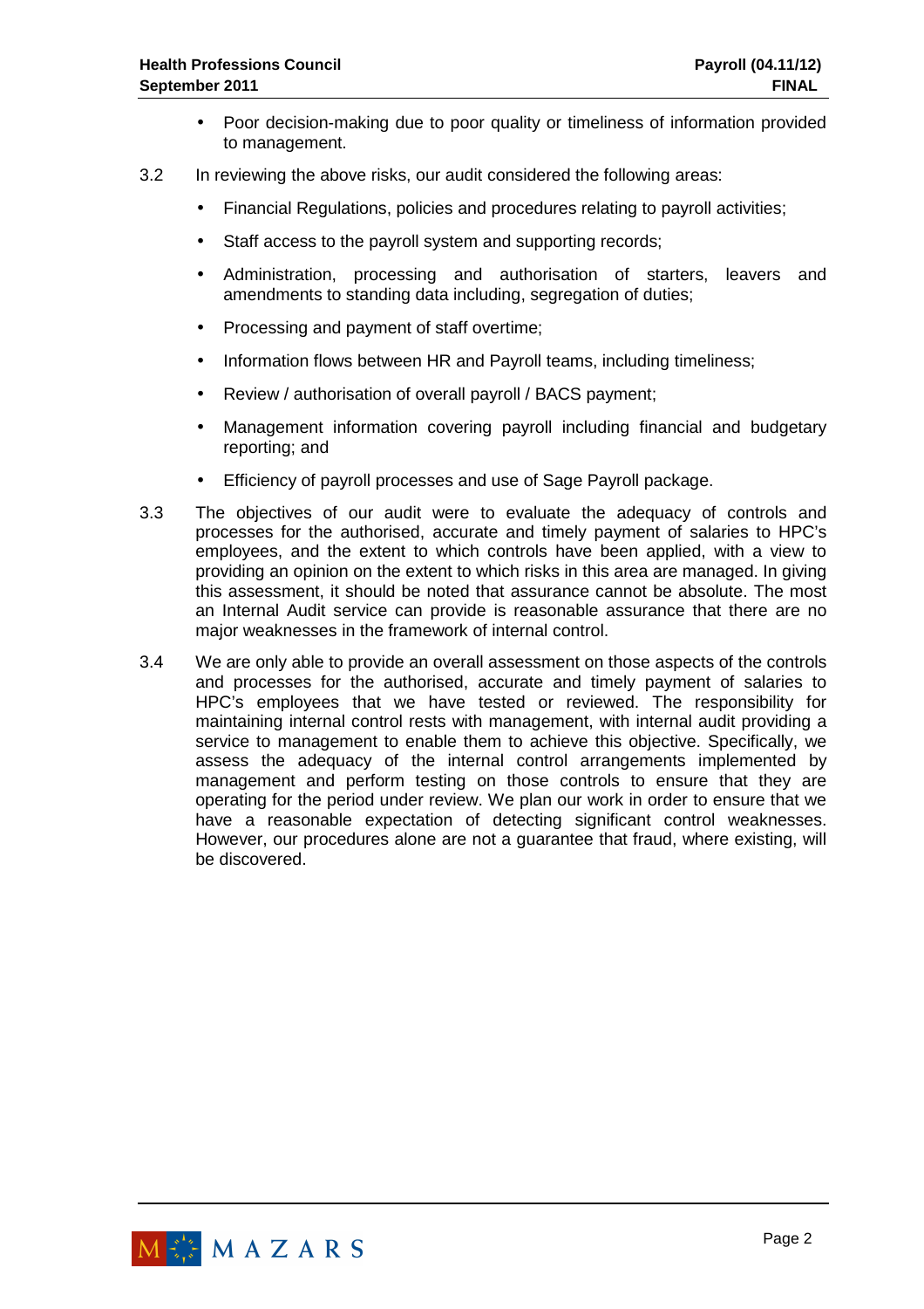- Poor decision-making due to poor quality or timeliness of information provided to management.

3.2 In reviewing the above risks, our audit considered the following areas:

- Financial Regulations, policies and procedures relating to payroll activities;
- Staff access to the payroll system and supporting records;
- Administration, processing and authorisation of starters, leavers and amendments to standing data including, segregation of duties;
- Processing and payment of staff overtime;
- Information flows between HR and Payroll teams, including timeliness;
- Review / authorisation of overall payroll / BACS payment;
- Management information covering payroll including financial and budgetary reporting; and
- Efficiency of payroll processes and use of Sage Payroll package.

3.3 The objectives of our audit were to evaluate the adequacy of controls and processes for the authorised, accurate and timely payment of salaries to HPC's employees, and the extent to which controls have been applied, with a view to providing an opinion on the extent to which risks in this area are managed. In giving this assessment, it should be noted that assurance cannot be absolute. The most an Internal Audit service can provide is reasonable assurance that there are no major weaknesses in the framework of internal control.

3.4 We are only able to provide an overall assessment on those aspects of the controls and processes for the authorised, accurate and timely payment of salaries to HPC's employees that we have tested or reviewed. The responsibility for maintaining internal control rests with management, with internal audit providing a service to management to enable them to achieve this objective. Specifically, we assess the adequacy of the internal control arrangements implemented by management and perform testing on those controls to ensure that they are operating for the period under review. We plan our work in order to ensure that we have a reasonable expectation of detecting significant control weaknesses. However, our procedures alone are not a guarantee that fraud, where existing, will be discovered.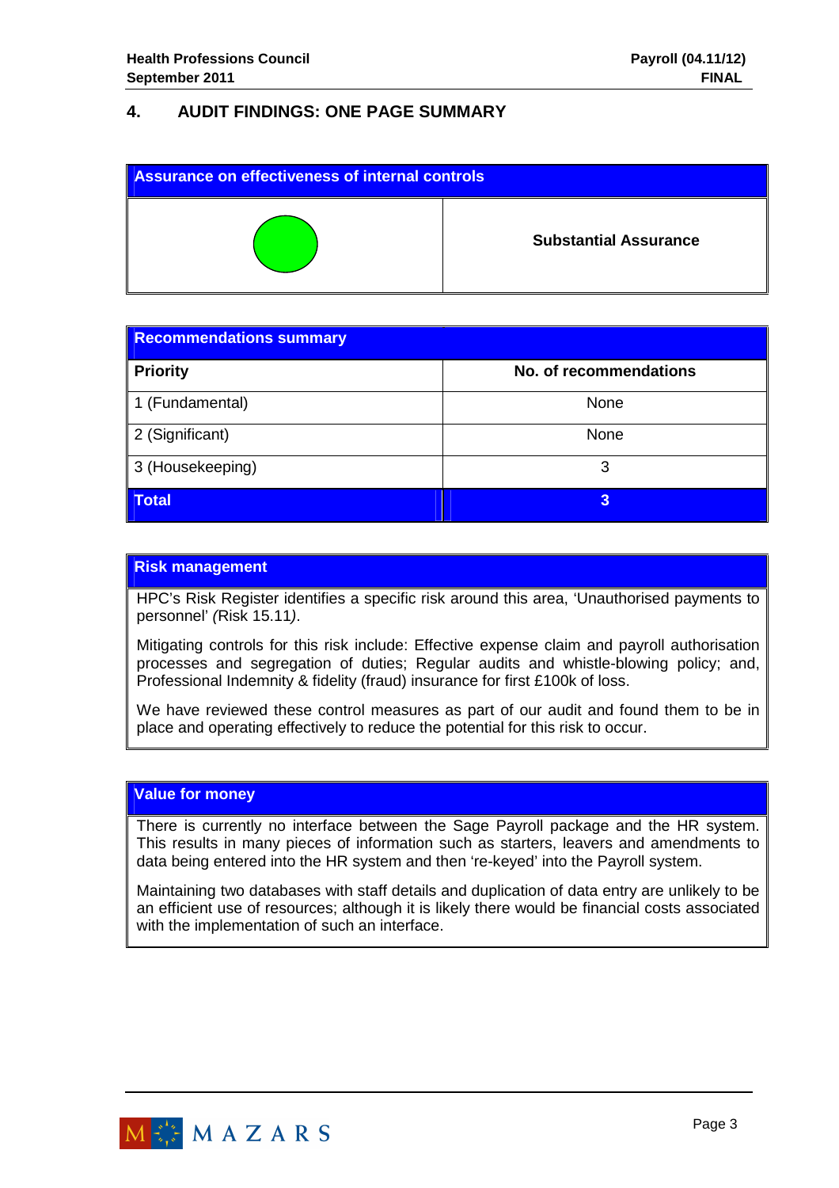## 4. AUDIT FINDINGS: ONE PAGE SUMMARY

| Assurance on effectiveness of internal controls | |
|---|---|
| | **Substantial Assurance** |

| Recommendations summary | |
|---|---|
| **Priority** | **No. of recommendations** |
| 1 (Fundamental) | None |
| 2 (Significant) | None |
| 3 (Housekeeping) | 3 |
| **Total** | **3** |

**Risk management**

HPC's Risk Register identifies a specific risk around this area, 'Unauthorised payments to personnel' *(Risk 15.11)*.

Mitigating controls for this risk include: Effective expense claim and payroll authorisation processes and segregation of duties; Regular audits and whistle-blowing policy; and, Professional Indemnity & fidelity (fraud) insurance for first £100k of loss.

We have reviewed these control measures as part of our audit and found them to be in place and operating effectively to reduce the potential for this risk to occur.

**Value for money**

There is currently no interface between the Sage Payroll package and the HR system. This results in many pieces of information such as starters, leavers and amendments to data being entered into the HR system and then 're-keyed' into the Payroll system.

Maintaining two databases with staff details and duplication of data entry are unlikely to be an efficient use of resources; although it is likely there would be financial costs associated with the implementation of such an interface.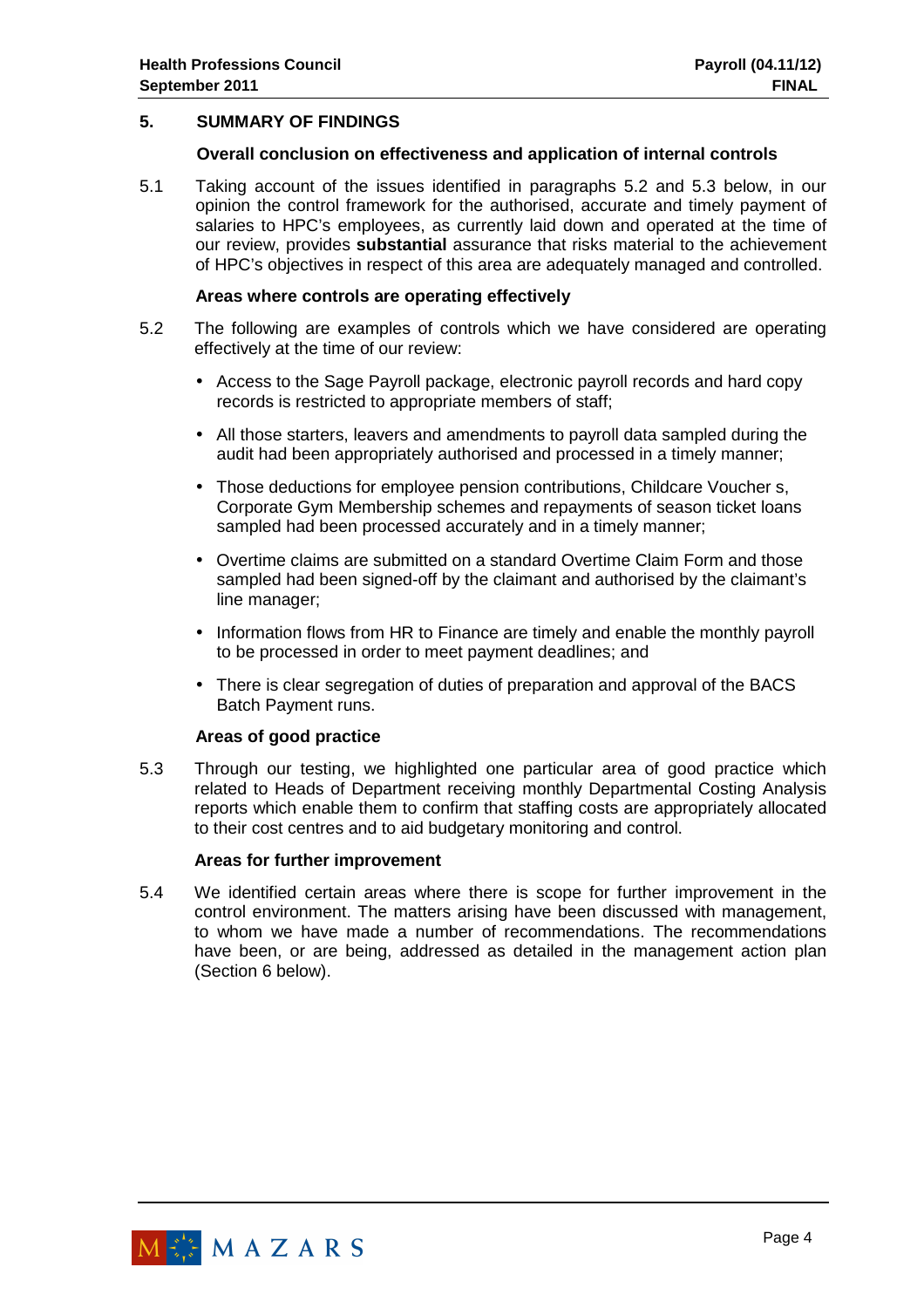## 5. SUMMARY OF FINDINGS

### Overall conclusion on effectiveness and application of internal controls

5.1 Taking account of the issues identified in paragraphs 5.2 and 5.3 below, in our opinion the control framework for the authorised, accurate and timely payment of salaries to HPC's employees, as currently laid down and operated at the time of our review, provides **substantial** assurance that risks material to the achievement of HPC's objectives in respect of this area are adequately managed and controlled.

### Areas where controls are operating effectively

5.2 The following are examples of controls which we have considered are operating effectively at the time of our review:

- Access to the Sage Payroll package, electronic payroll records and hard copy records is restricted to appropriate members of staff;
- All those starters, leavers and amendments to payroll data sampled during the audit had been appropriately authorised and processed in a timely manner;
- Those deductions for employee pension contributions, Childcare Voucher s, Corporate Gym Membership schemes and repayments of season ticket loans sampled had been processed accurately and in a timely manner;
- Overtime claims are submitted on a standard Overtime Claim Form and those sampled had been signed-off by the claimant and authorised by the claimant's line manager;
- Information flows from HR to Finance are timely and enable the monthly payroll to be processed in order to meet payment deadlines; and
- There is clear segregation of duties of preparation and approval of the BACS Batch Payment runs.

### Areas of good practice

5.3 Through our testing, we highlighted one particular area of good practice which related to Heads of Department receiving monthly Departmental Costing Analysis reports which enable them to confirm that staffing costs are appropriately allocated to their cost centres and to aid budgetary monitoring and control.

### Areas for further improvement

5.4 We identified certain areas where there is scope for further improvement in the control environment. The matters arising have been discussed with management, to whom we have made a number of recommendations. The recommendations have been, or are being, addressed as detailed in the management action plan (Section 6 below).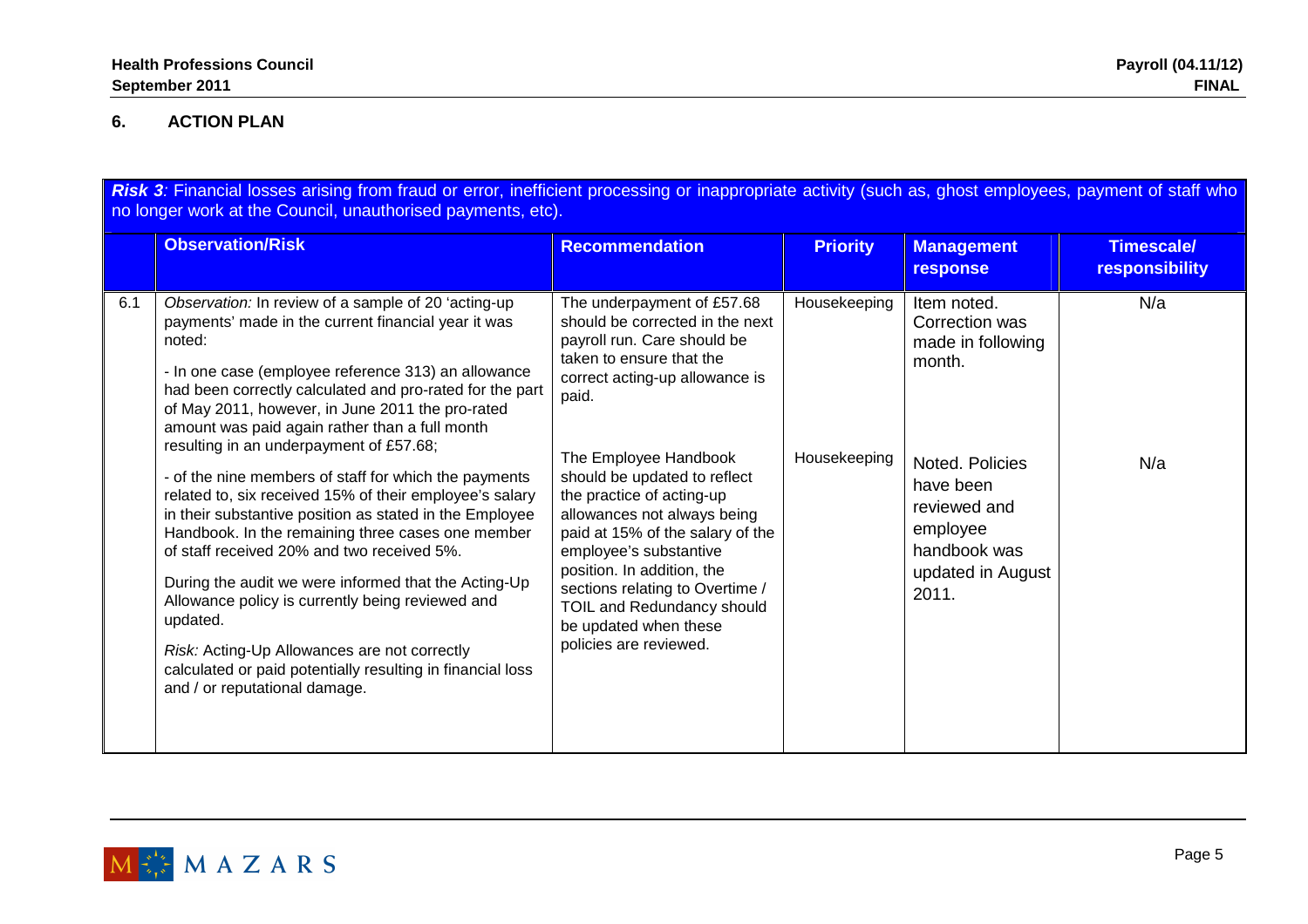## 6. ACTION PLAN

| | ***Risk 3**: Financial losses arising from fraud or error, inefficient processing or inappropriate activity (such as, ghost employees, payment of staff who no longer work at the Council, unauthorised payments, etc).* | | | | |
|---|---|---|---|---|---|
| | **Observation/Risk** | **Recommendation** | **Priority** | **Management response** | **Timescale/ responsibility** |
| 6.1 | *Observation:* In review of a sample of 20 'acting-up payments' made in the current financial year it was noted:<br><br>- In one case (employee reference 313) an allowance had been correctly calculated and pro-rated for the part of May 2011, however, in June 2011 the pro-rated amount was paid again rather than a full month resulting in an underpayment of £57.68;<br><br>- of the nine members of staff for which the payments related to, six received 15% of their employee's salary in their substantive position as stated in the Employee Handbook. In the remaining three cases one member of staff received 20% and two received 5%.<br><br>During the audit we were informed that the Acting-Up Allowance policy is currently being reviewed and updated.<br><br>*Risk:* Acting-Up Allowances are not correctly calculated or paid potentially resulting in financial loss and / or reputational damage. | The underpayment of £57.68 should be corrected in the next payroll run. Care should be taken to ensure that the correct acting-up allowance is paid.<br><br>The Employee Handbook should be updated to reflect the practice of acting-up allowances not always being paid at 15% of the salary of the employee's substantive position. In addition, the sections relating to Overtime / TOIL and Redundancy should be updated when these policies are reviewed. | Housekeeping<br><br>Housekeeping | Item noted. Correction was made in following month.<br><br>Noted. Policies have been reviewed and employee handbook was updated in August 2011. | N/a<br><br>N/a |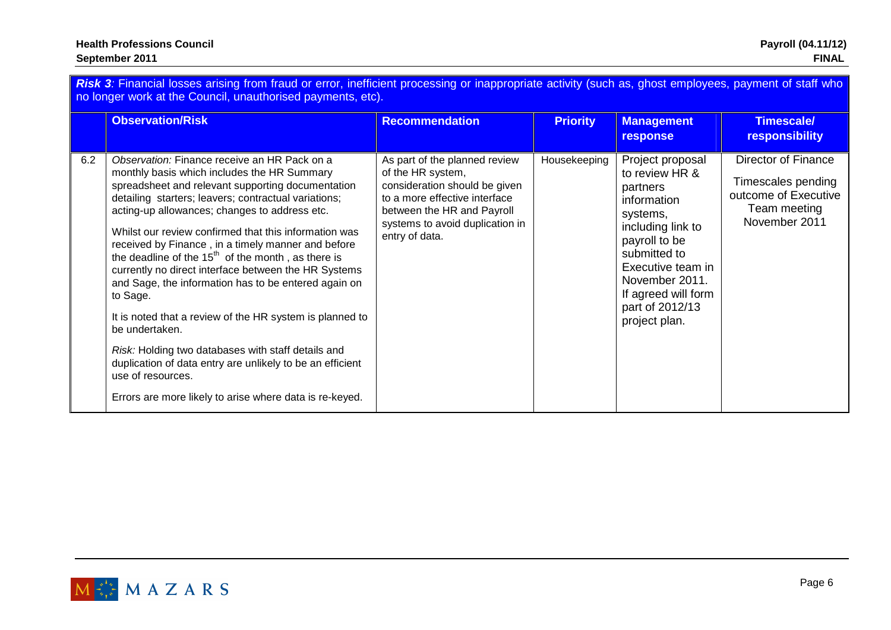***Risk 3**: Financial losses arising from fraud or error, inefficient processing or inappropriate activity (such as, ghost employees, payment of staff who no longer work at the Council, unauthorised payments, etc).*

| | Observation/Risk | Recommendation | Priority | Management response | Timescale/ responsibility |
|---|---|---|---|---|---|
| 6.2 | *Observation:* Finance receive an HR Pack on a monthly basis which includes the HR Summary spreadsheet and relevant supporting documentation detailing starters; leavers; contractual variations; acting-up allowances; changes to address etc.<br><br>Whilst our review confirmed that this information was received by Finance , in a timely manner and before the deadline of the 15th of the month , as there is currently no direct interface between the HR Systems and Sage, the information has to be entered again on to Sage.<br><br>It is noted that a review of the HR system is planned to be undertaken.<br><br>*Risk:* Holding two databases with staff details and duplication of data entry are unlikely to be an efficient use of resources.<br><br>Errors are more likely to arise where data is re-keyed. | As part of the planned review of the HR system, consideration should be given to a more effective interface between the HR and Payroll systems to avoid duplication in entry of data. | Housekeeping | Project proposal to review HR & partners information systems, including link to payroll to be submitted to Executive team in November 2011. If agreed will form part of 2012/13 project plan. | Director of Finance<br><br>Timescales pending outcome of Executive Team meeting November 2011 |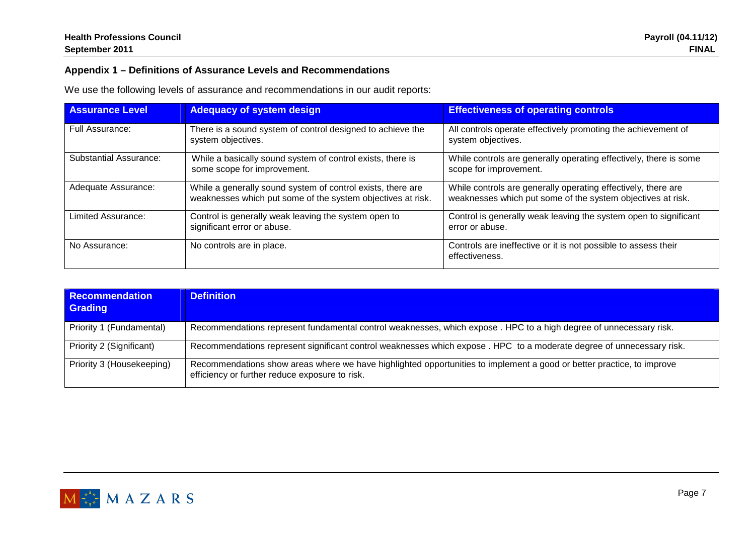## Appendix 1 – Definitions of Assurance Levels and Recommendations

We use the following levels of assurance and recommendations in our audit reports:

| Assurance Level | Adequacy of system design | Effectiveness of operating controls |
|---|---|---|
| Full Assurance: | There is a sound system of control designed to achieve the system objectives. | All controls operate effectively promoting the achievement of system objectives. |
| Substantial Assurance: | While a basically sound system of control exists, there is some scope for improvement. | While controls are generally operating effectively, there is some scope for improvement. |
| Adequate Assurance: | While a generally sound system of control exists, there are weaknesses which put some of the system objectives at risk. | While controls are generally operating effectively, there are weaknesses which put some of the system objectives at risk. |
| Limited Assurance: | Control is generally weak leaving the system open to significant error or abuse. | Control is generally weak leaving the system open to significant error or abuse. |
| No Assurance: | No controls are in place. | Controls are ineffective or it is not possible to assess their effectiveness. |

| Recommendation Grading | Definition |
|---|---|
| Priority 1 (Fundamental) | Recommendations represent fundamental control weaknesses, which expose . HPC to a high degree of unnecessary risk. |
| Priority 2 (Significant) | Recommendations represent significant control weaknesses which expose . HPC to a moderate degree of unnecessary risk. |
| Priority 3 (Housekeeping) | Recommendations show areas where we have highlighted opportunities to implement a good or better practice, to improve efficiency or further reduce exposure to risk. |